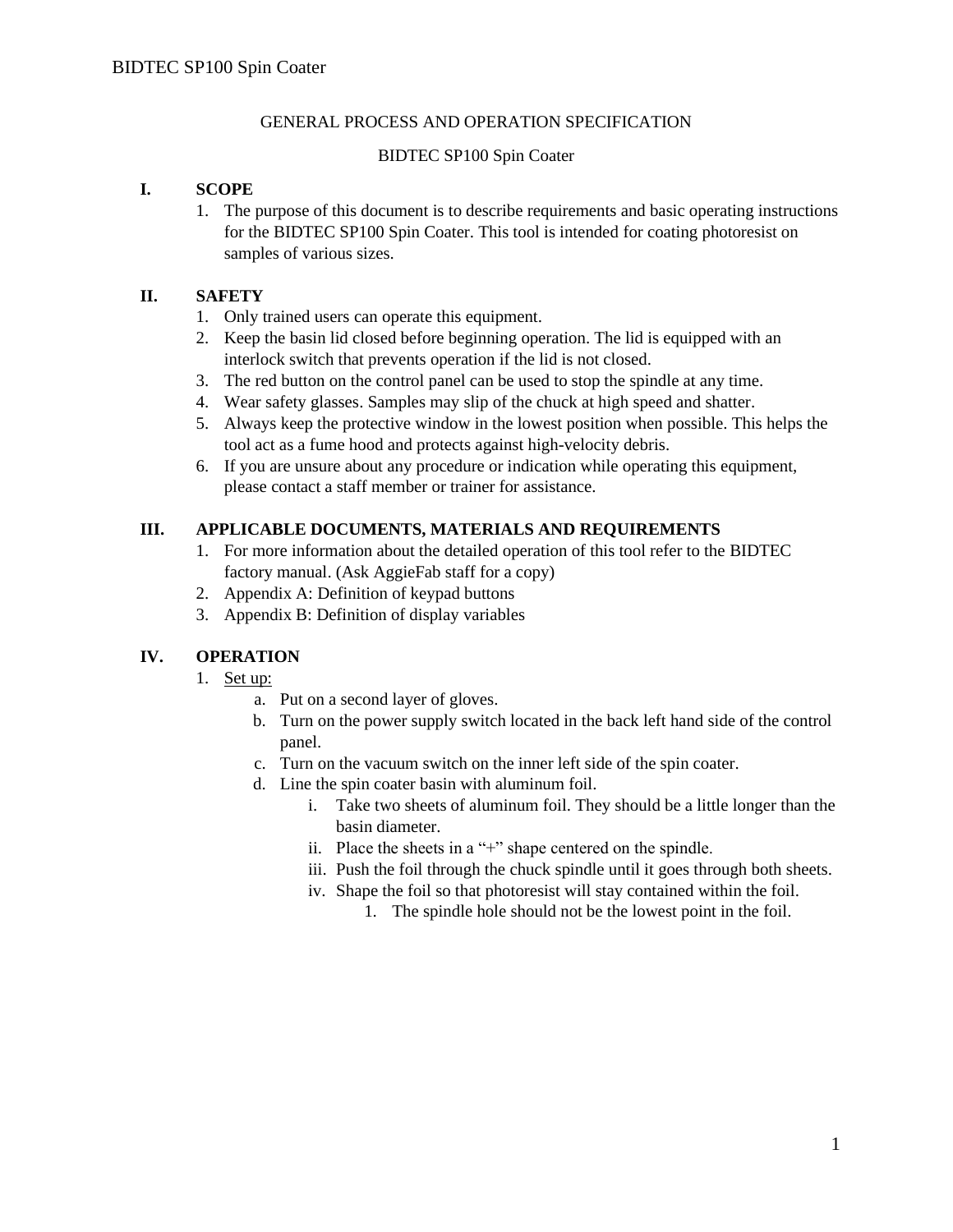GENERAL PROCESS AND OPERATION SPECIFICATION

BIDTEC SP100 Spin Coater

## I. SCOPE

1. The purpose of this document is to describe requirements and basic operating instructions for the BIDTEC SP100 Spin Coater. This tool is intended for coating photoresist on samples of various sizes.

## II. SAFETY

1. Only trained users can operate this equipment.
2. Keep the basin lid closed before beginning operation. The lid is equipped with an interlock switch that prevents operation if the lid is not closed.
3. The red button on the control panel can be used to stop the spindle at any time.
4. Wear safety glasses. Samples may slip of the chuck at high speed and shatter.
5. Always keep the protective window in the lowest position when possible. This helps the tool act as a fume hood and protects against high-velocity debris.
6. If you are unsure about any procedure or indication while operating this equipment, please contact a staff member or trainer for assistance.

## III. APPLICABLE DOCUMENTS, MATERIALS AND REQUIREMENTS

1. For more information about the detailed operation of this tool refer to the BIDTEC factory manual. (Ask AggieFab staff for a copy)
2. Appendix A: Definition of keypad buttons
3. Appendix B: Definition of display variables

## IV. OPERATION

1. Set up:
   a. Put on a second layer of gloves.
   b. Turn on the power supply switch located in the back left hand side of the control panel.
   c. Turn on the vacuum switch on the inner left side of the spin coater.
   d. Line the spin coater basin with aluminum foil.
      i. Take two sheets of aluminum foil. They should be a little longer than the basin diameter.
      ii. Place the sheets in a "+" shape centered on the spindle.
      iii. Push the foil through the chuck spindle until it goes through both sheets.
      iv. Shape the foil so that photoresist will stay contained within the foil.
         1. The spindle hole should not be the lowest point in the foil.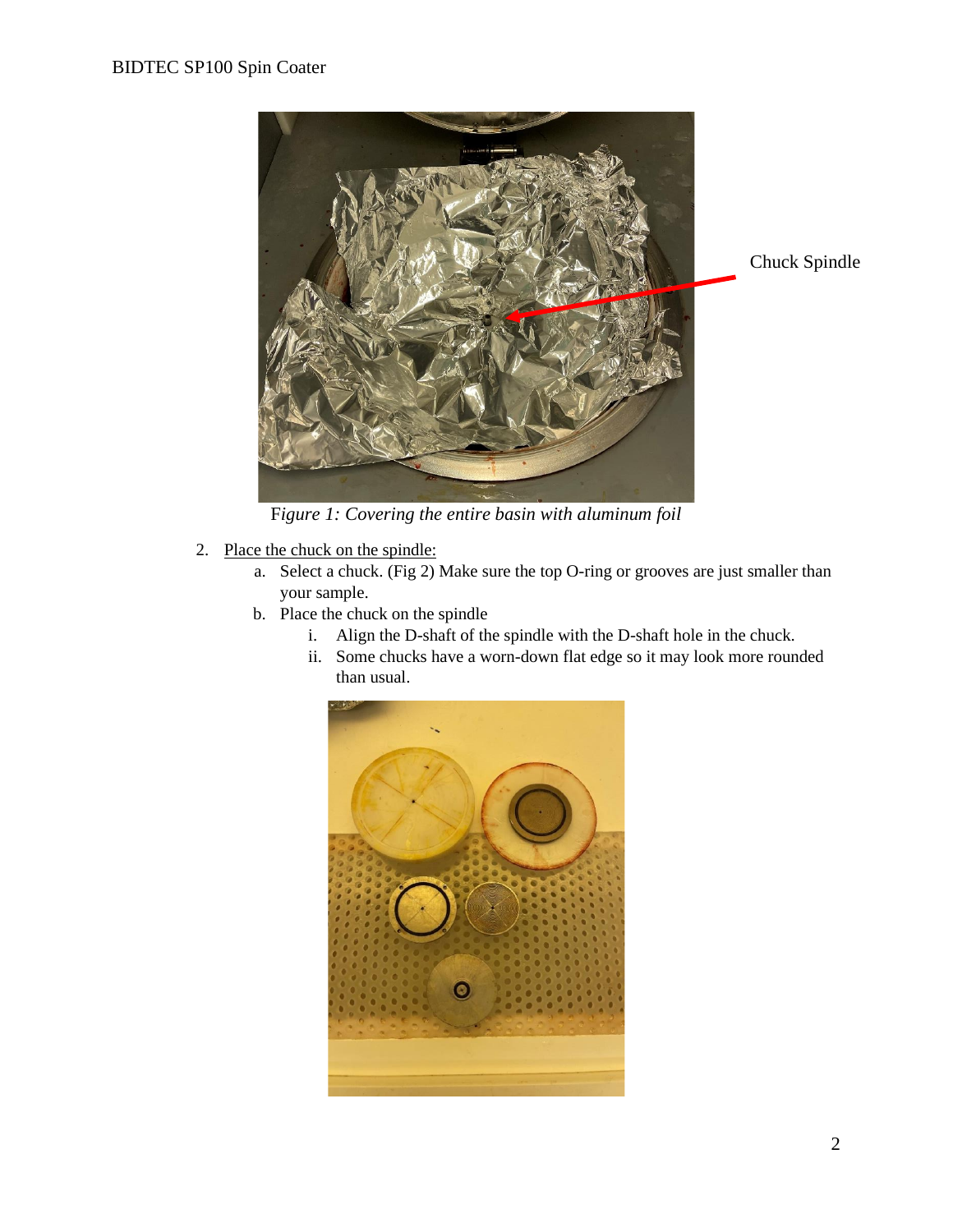Chuck Spindle

Figure 1: Covering the entire basin with aluminum foil

2. Place the chuck on the spindle:
   a. Select a chuck. (Fig 2) Make sure the top O-ring or grooves are just smaller than your sample.
   b. Place the chuck on the spindle
      i. Align the D-shaft of the spindle with the D-shaft hole in the chuck.
      ii. Some chucks have a worn-down flat edge so it may look more rounded than usual.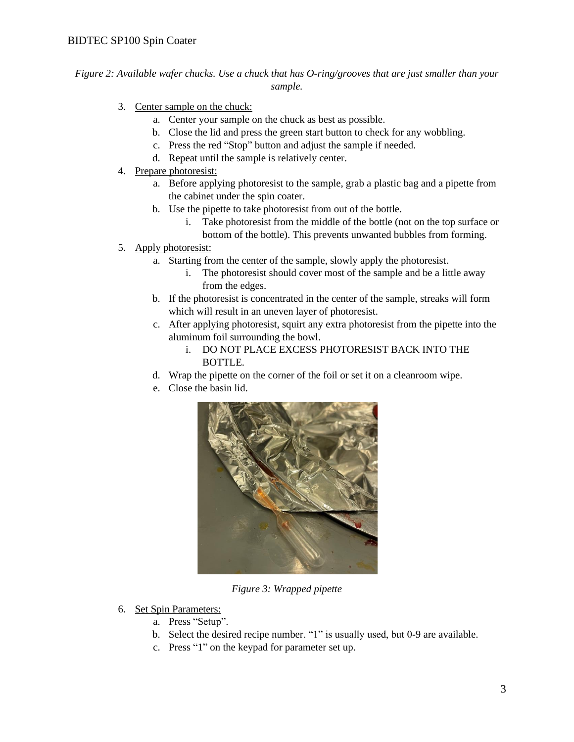*Figure 2: Available wafer chucks. Use a chuck that has O-ring/grooves that are just smaller than your sample.*

3. Center sample on the chuck:
    a. Center your sample on the chuck as best as possible.
    b. Close the lid and press the green start button to check for any wobbling.
    c. Press the red "Stop" button and adjust the sample if needed.
    d. Repeat until the sample is relatively center.
4. Prepare photoresist:
    a. Before applying photoresist to the sample, grab a plastic bag and a pipette from the cabinet under the spin coater.
    b. Use the pipette to take photoresist from out of the bottle.
        i. Take photoresist from the middle of the bottle (not on the top surface or bottom of the bottle). This prevents unwanted bubbles from forming.
5. Apply photoresist:
    a. Starting from the center of the sample, slowly apply the photoresist.
        i. The photoresist should cover most of the sample and be a little away from the edges.
    b. If the photoresist is concentrated in the center of the sample, streaks will form which will result in an uneven layer of photoresist.
    c. After applying photoresist, squirt any extra photoresist from the pipette into the aluminum foil surrounding the bowl.
        i. DO NOT PLACE EXCESS PHOTORESIST BACK INTO THE BOTTLE.
    d. Wrap the pipette on the corner of the foil or set it on a cleanroom wipe.
    e. Close the basin lid.

*Figure 3: Wrapped pipette*

6. Set Spin Parameters:
    a. Press "Setup".
    b. Select the desired recipe number. "1" is usually used, but 0-9 are available.
    c. Press "1" on the keypad for parameter set up.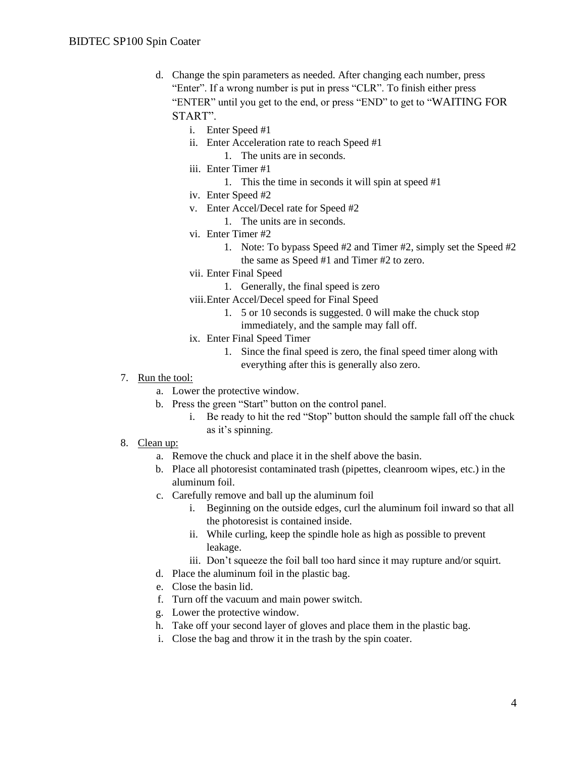d. Change the spin parameters as needed. After changing each number, press "Enter". If a wrong number is put in press "CLR". To finish either press "ENTER" until you get to the end, or press "END" to get to "WAITING FOR START".
   i. Enter Speed #1
   ii. Enter Acceleration rate to reach Speed #1
      1. The units are in seconds.
   iii. Enter Timer #1
      1. This the time in seconds it will spin at speed #1
   iv. Enter Speed #2
   v. Enter Accel/Decel rate for Speed #2
      1. The units are in seconds.
   vi. Enter Timer #2
      1. Note: To bypass Speed #2 and Timer #2, simply set the Speed #2 the same as Speed #1 and Timer #2 to zero.
   vii. Enter Final Speed
      1. Generally, the final speed is zero
   viii. Enter Accel/Decel speed for Final Speed
      1. 5 or 10 seconds is suggested. 0 will make the chuck stop immediately, and the sample may fall off.
   ix. Enter Final Speed Timer
      1. Since the final speed is zero, the final speed timer along with everything after this is generally also zero.

7. <u>Run the tool:</u>
   a. Lower the protective window.
   b. Press the green "Start" button on the control panel.
      i. Be ready to hit the red "Stop" button should the sample fall off the chuck as it's spinning.
8. <u>Clean up:</u>
   a. Remove the chuck and place it in the shelf above the basin.
   b. Place all photoresist contaminated trash (pipettes, cleanroom wipes, etc.) in the aluminum foil.
   c. Carefully remove and ball up the aluminum foil
      i. Beginning on the outside edges, curl the aluminum foil inward so that all the photoresist is contained inside.
      ii. While curling, keep the spindle hole as high as possible to prevent leakage.
      iii. Don't squeeze the foil ball too hard since it may rupture and/or squirt.
   d. Place the aluminum foil in the plastic bag.
   e. Close the basin lid.
   f. Turn off the vacuum and main power switch.
   g. Lower the protective window.
   h. Take off your second layer of gloves and place them in the plastic bag.
   i. Close the bag and throw it in the trash by the spin coater.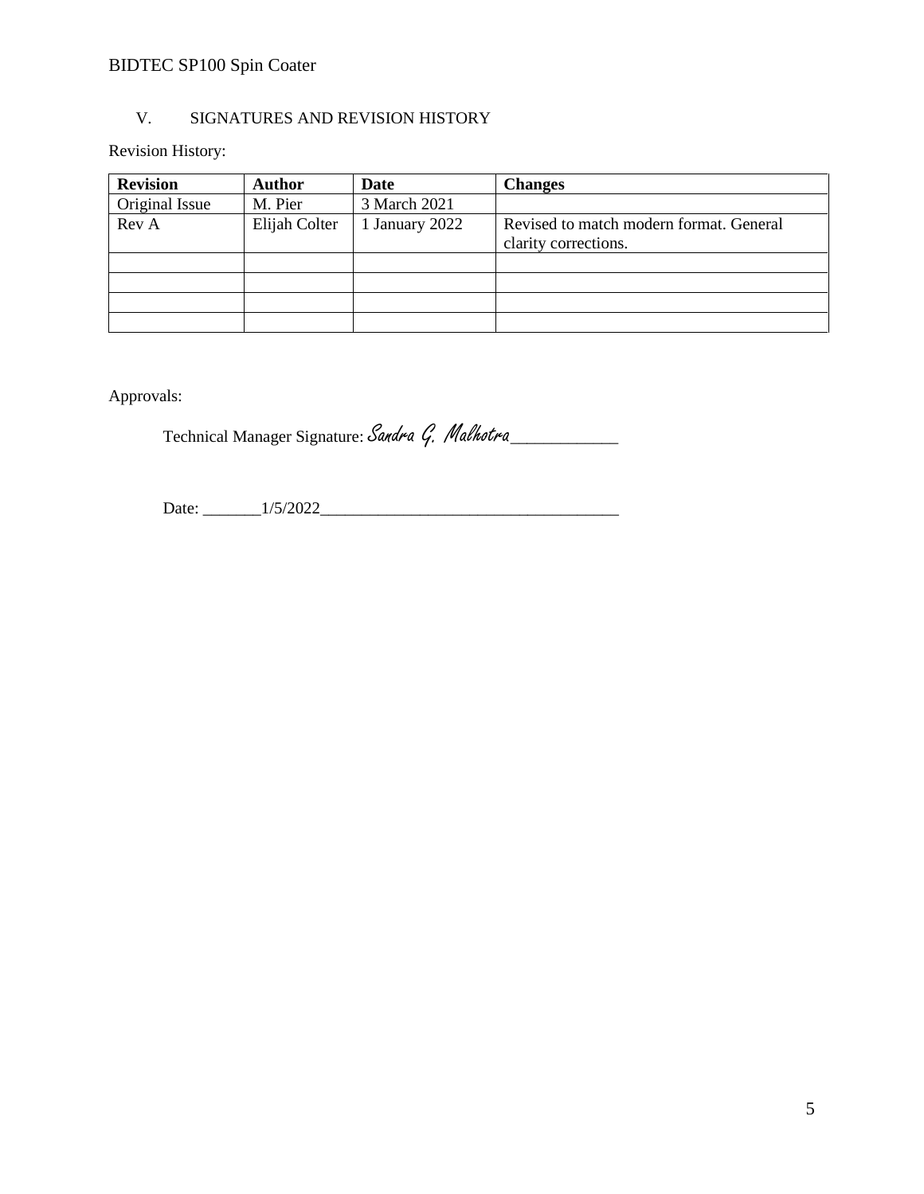## V. SIGNATURES AND REVISION HISTORY

Revision History:

| Revision | Author | Date | Changes |
|---|---|---|---|
| Original Issue | M. Pier | 3 March 2021 | |
| Rev A | Elijah Colter | 1 January 2022 | Revised to match modern format. General clarity corrections. |
| | | | |
| | | | |
| | | | |
| | | | |

Approvals:

Technical Manager Signature: Sandra G. Malhotra____________

Date: _______1/5/2022___________________________________